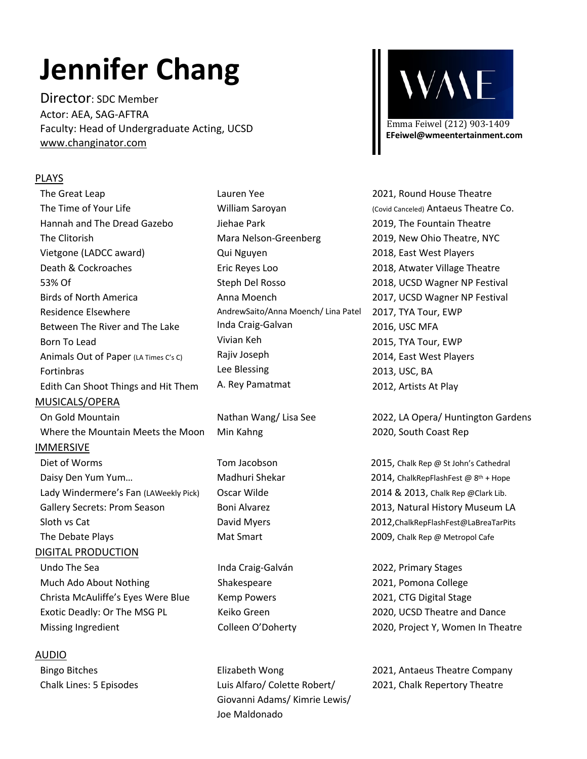# Jennifer Chang

Director: SDC Member
Actor: AEA, SAG-AFTRA
Faculty: Head of Undergraduate Acting, UCSD
www.changinator.com

WME
Emma Feiwel (212) 903-1409
**EFeiwel@wmeentertainment.com**

## PLAYS

| | | |
|---|---|---|
| The Great Leap | Lauren Yee | 2021, Round House Theatre |
| The Time of Your Life | William Saroyan | (Covid Canceled) Antaeus Theatre Co. |
| Hannah and The Dread Gazebo | Jiehae Park | 2019, The Fountain Theatre |
| The Clitorish | Mara Nelson-Greenberg | 2019, New Ohio Theatre, NYC |
| Vietgone (LADCC award) | Qui Nguyen | 2018, East West Players |
| Death & Cockroaches | Eric Reyes Loo | 2018, Atwater Village Theatre |
| 53% Of | Steph Del Rosso | 2018, UCSD Wagner NP Festival |
| Birds of North America | Anna Moench | 2017, UCSD Wagner NP Festival |
| Residence Elsewhere | AndrewSaito/Anna Moench/ Lina Patel | 2017, TYA Tour, EWP |
| Between The River and The Lake | Inda Craig-Galvan | 2016, USC MFA |
| Born To Lead | Vivian Keh | 2015, TYA Tour, EWP |
| Animals Out of Paper (LA Times C's C) | Rajiv Joseph | 2014, East West Players |
| Fortinbras | Lee Blessing | 2013, USC, BA |
| Edith Can Shoot Things and Hit Them | A. Rey Pamatmat | 2012, Artists At Play |

## MUSICALS/OPERA

| | | |
|---|---|---|
| On Gold Mountain | Nathan Wang/ Lisa See | 2022, LA Opera/ Huntington Gardens |
| Where the Mountain Meets the Moon | Min Kahng | 2020, South Coast Rep |

## IMMERSIVE

| | | |
|---|---|---|
| Diet of Worms | Tom Jacobson | 2015, Chalk Rep @ St John's Cathedral |
| Daisy Den Yum Yum… | Madhuri Shekar | 2014, ChalkRepFlashFest @ 8th + Hope |
| Lady Windermere's Fan (LAWeekly Pick) | Oscar Wilde | 2014 & 2013, Chalk Rep @Clark Lib. |
| Gallery Secrets: Prom Season | Boni Alvarez | 2013, Natural History Museum LA |
| Sloth vs Cat | David Myers | 2012, ChalkRepFlashFest@LaBreaTarPits |
| The Debate Plays | Mat Smart | 2009, Chalk Rep @ Metropol Cafe |

## DIGITAL PRODUCTION

| | | |
|---|---|---|
| Undo The Sea | Inda Craig-Galván | 2022, Primary Stages |
| Much Ado About Nothing | Shakespeare | 2021, Pomona College |
| Christa McAuliffe's Eyes Were Blue | Kemp Powers | 2021, CTG Digital Stage |
| Exotic Deadly: Or The MSG PL | Keiko Green | 2020, UCSD Theatre and Dance |
| Missing Ingredient | Colleen O'Doherty | 2020, Project Y, Women In Theatre |

## AUDIO

| | | |
|---|---|---|
| Bingo Bitches | Elizabeth Wong | 2021, Antaeus Theatre Company |
| Chalk Lines: 5 Episodes | Luis Alfaro/ Colette Robert/ Giovanni Adams/ Kimrie Lewis/ Joe Maldonado | 2021, Chalk Repertory Theatre |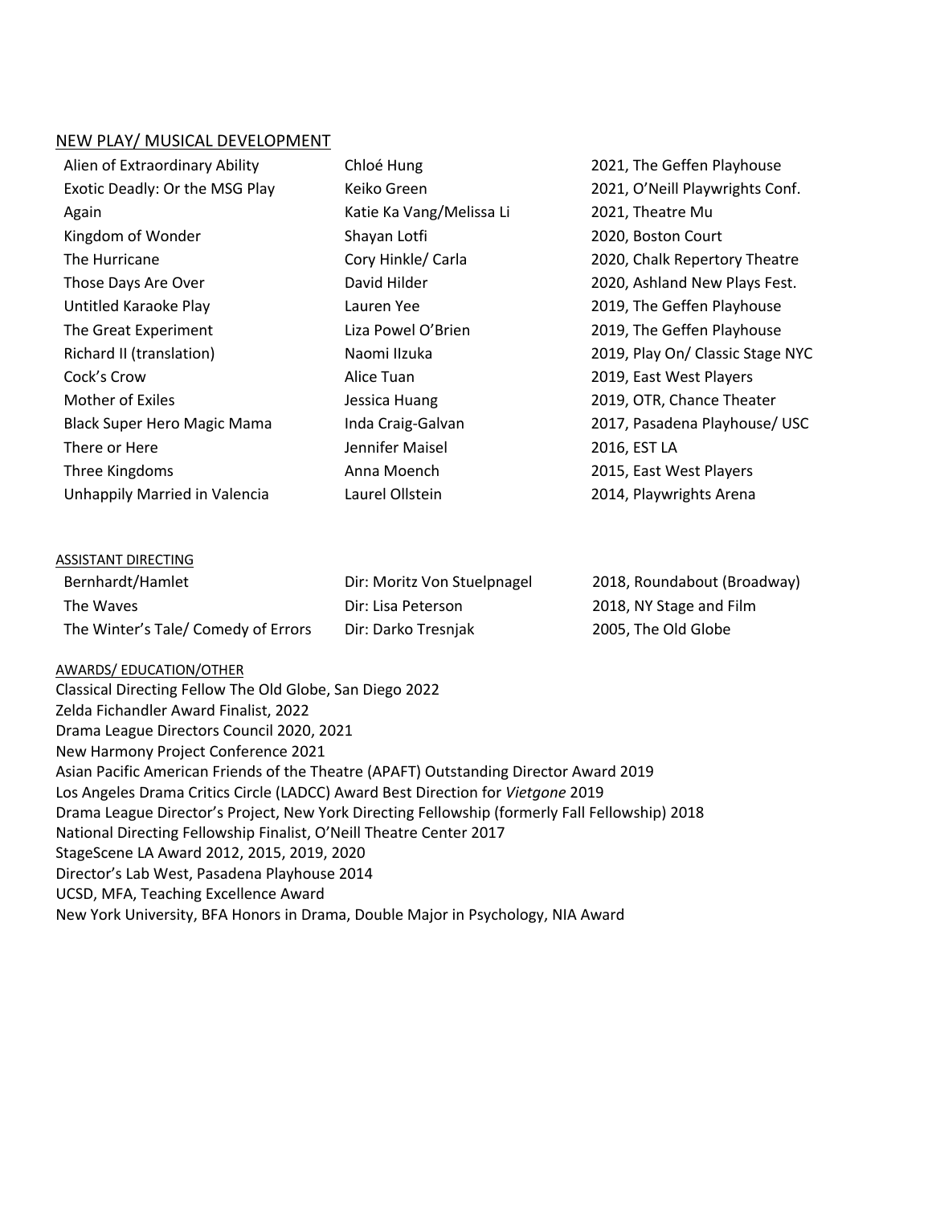## NEW PLAY/ MUSICAL DEVELOPMENT

| | | |
|---|---|---|
| Alien of Extraordinary Ability | Chloé Hung | 2021, The Geffen Playhouse |
| Exotic Deadly: Or the MSG Play | Keiko Green | 2021, O'Neill Playwrights Conf. |
| Again | Katie Ka Vang/Melissa Li | 2021, Theatre Mu |
| Kingdom of Wonder | Shayan Lotfi | 2020, Boston Court |
| The Hurricane | Cory Hinkle/ Carla | 2020, Chalk Repertory Theatre |
| Those Days Are Over | David Hilder | 2020, Ashland New Plays Fest. |
| Untitled Karaoke Play | Lauren Yee | 2019, The Geffen Playhouse |
| The Great Experiment | Liza Powel O'Brien | 2019, The Geffen Playhouse |
| Richard II (translation) | Naomi IIzuka | 2019, Play On/ Classic Stage NYC |
| Cock's Crow | Alice Tuan | 2019, East West Players |
| Mother of Exiles | Jessica Huang | 2019, OTR, Chance Theater |
| Black Super Hero Magic Mama | Inda Craig-Galvan | 2017, Pasadena Playhouse/ USC |
| There or Here | Jennifer Maisel | 2016, EST LA |
| Three Kingdoms | Anna Moench | 2015, East West Players |
| Unhappily Married in Valencia | Laurel Ollstein | 2014, Playwrights Arena |

### ASSISTANT DIRECTING

| | | |
|---|---|---|
| Bernhardt/Hamlet | Dir: Moritz Von Stuelpnagel | 2018, Roundabout (Broadway) |
| The Waves | Dir: Lisa Peterson | 2018, NY Stage and Film |
| The Winter's Tale/ Comedy of Errors | Dir: Darko Tresnjak | 2005, The Old Globe |

### AWARDS/ EDUCATION/OTHER

Classical Directing Fellow The Old Globe, San Diego 2022
Zelda Fichandler Award Finalist, 2022
Drama League Directors Council 2020, 2021
New Harmony Project Conference 2021
Asian Pacific American Friends of the Theatre (APAFT) Outstanding Director Award 2019
Los Angeles Drama Critics Circle (LADCC) Award Best Direction for *Vietgone* 2019
Drama League Director's Project, New York Directing Fellowship (formerly Fall Fellowship) 2018
National Directing Fellowship Finalist, O'Neill Theatre Center 2017
StageScene LA Award 2012, 2015, 2019, 2020
Director's Lab West, Pasadena Playhouse 2014
UCSD, MFA, Teaching Excellence Award
New York University, BFA Honors in Drama, Double Major in Psychology, NIA Award